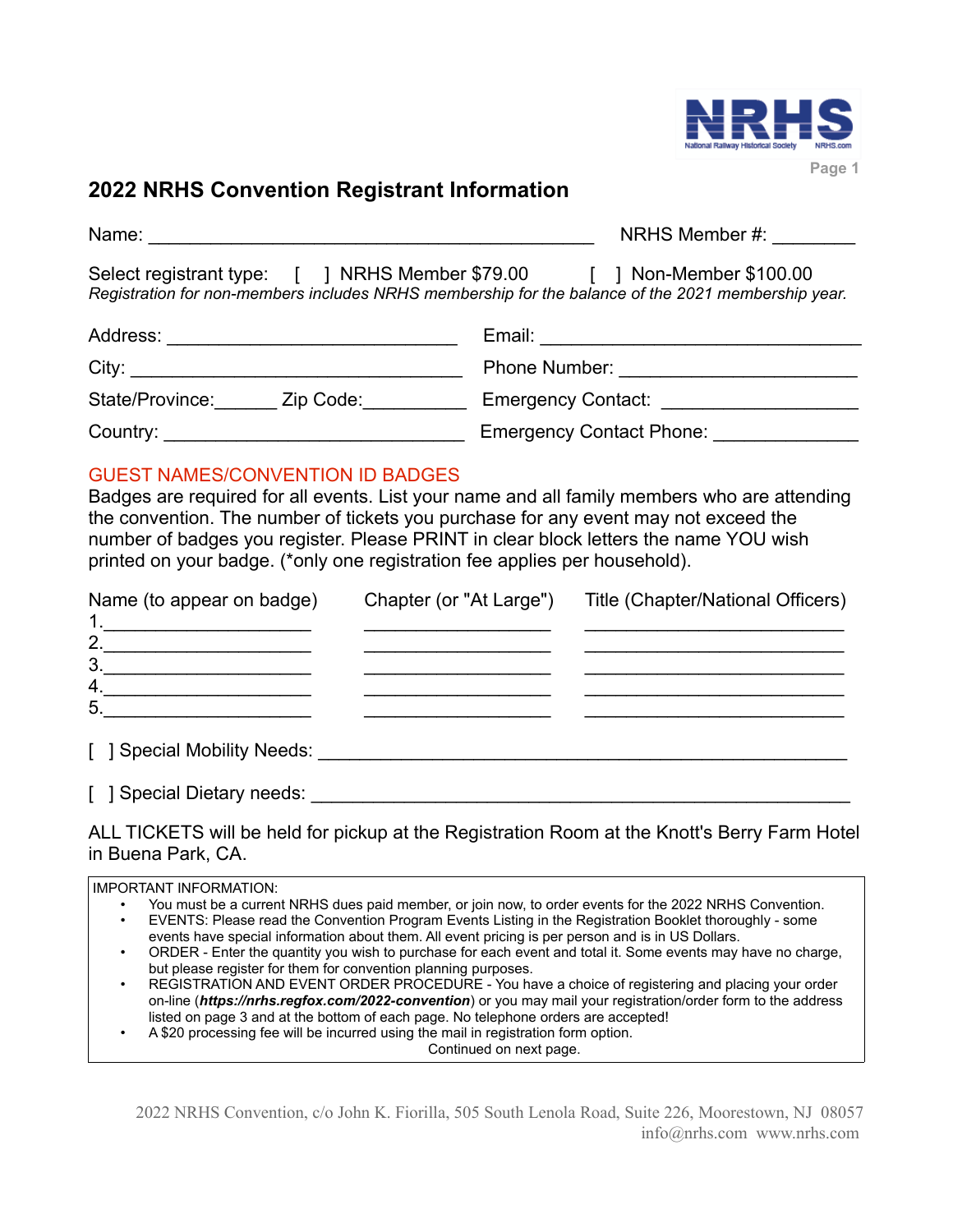# 2022 NRHS Convention Registrant Information

Name: ___________________________________________ NRHS Member #: ________

Select registrant type: [ ] NRHS Member $79.00 [ ] Non-Member $100.00

*Registration for non-members includes NRHS membership for the balance of the 2021 membership year.*

Address: ____________________________ Email: _________________________________

City: ________________________________ Phone Number: _______________________

State/Province:______ Zip Code:__________ Emergency Contact: ___________________

Country: _____________________________ Emergency Contact Phone: ______________

## GUEST NAMES/CONVENTION ID BADGES

Badges are required for all events. List your name and all family members who are attending the convention. The number of tickets you purchase for any event may not exceed the number of badges you register. Please PRINT in clear block letters the name YOU wish printed on your badge. (*only one registration fee applies per household).

| Name (to appear on badge) | Chapter (or "At Large") | Title (Chapter/National Officers) |
|---|---|---|
| 1.____________________ | __________________ | _________________________ |
| 2.____________________ | __________________ | _________________________ |
| 3.____________________ | __________________ | _________________________ |
| 4.____________________ | __________________ | _________________________ |
| 5.____________________ | __________________ | _________________________ |

[ ] Special Mobility Needs: ___________________________________________________

[ ] Special Dietary needs: ____________________________________________________

ALL TICKETS will be held for pickup at the Registration Room at the Knott's Berry Farm Hotel in Buena Park, CA.

IMPORTANT INFORMATION:

- You must be a current NRHS dues paid member, or join now, to order events for the 2022 NRHS Convention.
- EVENTS: Please read the Convention Program Events Listing in the Registration Booklet thoroughly - some events have special information about them. All event pricing is per person and is in US Dollars.
- ORDER - Enter the quantity you wish to purchase for each event and total it. Some events may have no charge, but please register for them for convention planning purposes.
- REGISTRATION AND EVENT ORDER PROCEDURE - You have a choice of registering and placing your order on-line (***https://nrhs.regfox.com/2022-convention***) or you may mail your registration/order form to the address listed on page 3 and at the bottom of each page. No telephone orders are accepted!
- A $20 processing fee will be incurred using the mail in registration form option.

Continued on next page.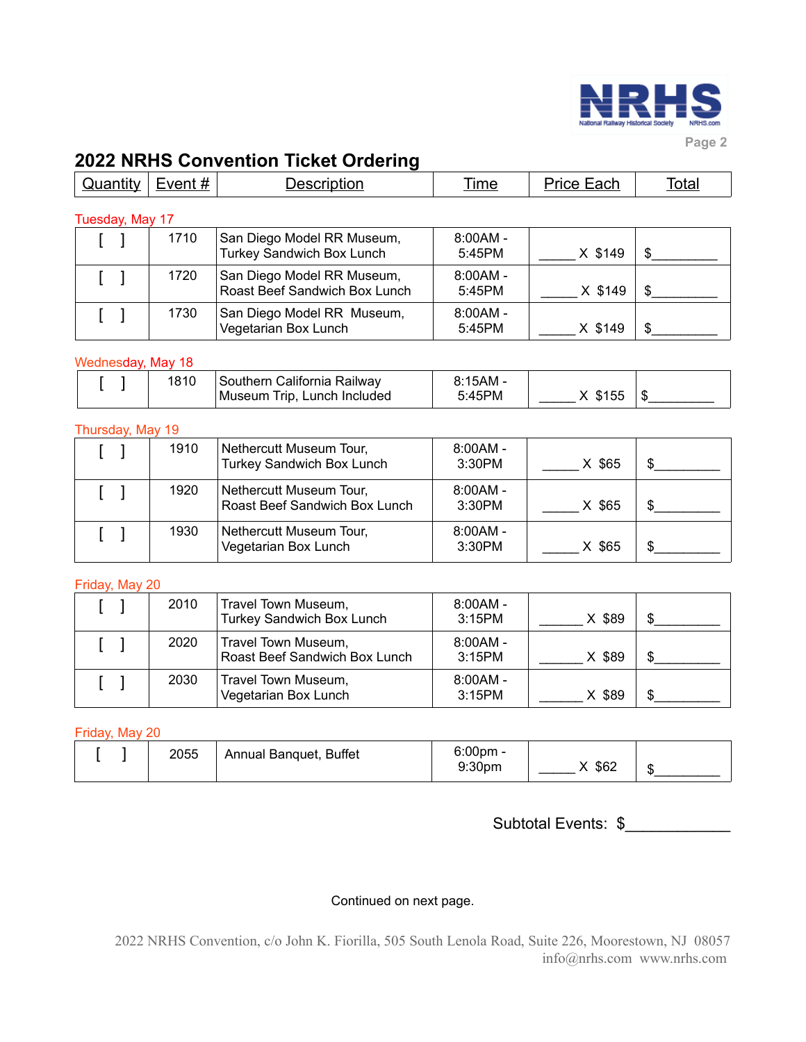## 2022 NRHS Convention Ticket Ordering

| Quantity | Event # | Description | Time | Price Each | Total |
|---|---|---|---|---|---|
| **Tuesday, May 17** | | | | | |
| [ ] | 1710 | San Diego Model RR Museum, Turkey Sandwich Box Lunch | 8:00AM - 5:45PM | _____ X $149 | $_________ |
| [ ] | 1720 | San Diego Model RR Museum, Roast Beef Sandwich Box Lunch | 8:00AM - 5:45PM | _____ X $149 | $_________ |
| [ ] | 1730 | San Diego Model RR Museum, Vegetarian Box Lunch | 8:00AM - 5:45PM | _____ X $149 | $_________ |
| **Wednesday, May 18** | | | | | |
| [ ] | 1810 | Southern California Railway Museum Trip, Lunch Included | 8:15AM - 5:45PM | _____ X $155 | $_________ |
| **Thursday, May 19** | | | | | |
| [ ] | 1910 | Nethercutt Museum Tour, Turkey Sandwich Box Lunch | 8:00AM - 3:30PM | _____ X $65 | $_________ |
| [ ] | 1920 | Nethercutt Museum Tour, Roast Beef Sandwich Box Lunch | 8:00AM - 3:30PM | _____ X $65 | $_________ |
| [ ] | 1930 | Nethercutt Museum Tour, Vegetarian Box Lunch | 8:00AM - 3:30PM | _____ X $65 | $_________ |
| **Friday, May 20** | | | | | |
| [ ] | 2010 | Travel Town Museum, Turkey Sandwich Box Lunch | 8:00AM - 3:15PM | _____ X $89 | $_________ |
| [ ] | 2020 | Travel Town Museum, Roast Beef Sandwich Box Lunch | 8:00AM - 3:15PM | _____ X $89 | $_________ |
| [ ] | 2030 | Travel Town Museum, Vegetarian Box Lunch | 8:00AM - 3:15PM | _____ X $89 | $_________ |
| **Friday, May 20** | | | | | |
| [ ] | 2055 | Annual Banquet, Buffet | 6:00pm - 9:30pm | _____ X $62 | $_________ |

Subtotal Events: $____________

Continued on next page.

2022 NRHS Convention, c/o John K. Fiorilla, 505 South Lenola Road, Suite 226, Moorestown, NJ 08057
info@nrhs.com www.nrhs.com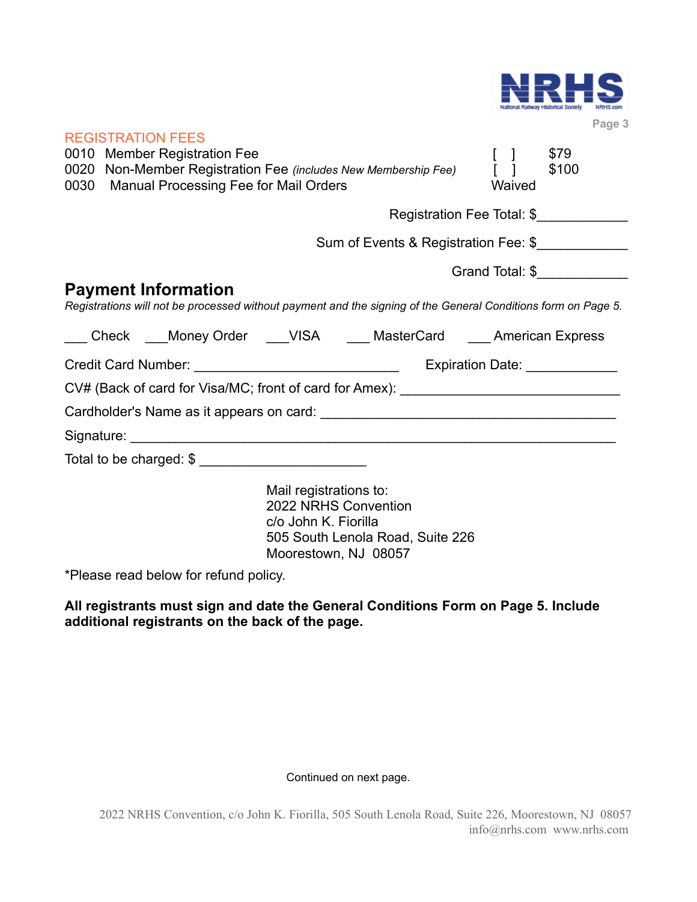## REGISTRATION FEES

| | | | |
|---|---|---|---|
| 0010 | Member Registration Fee | [ ] | $79 |
| 0020 | Non-Member Registration Fee *(includes New Membership Fee)* | [ ] | $100 |
| 0030 | Manual Processing Fee for Mail Orders | Waived | |

Registration Fee Total: $____________

Sum of Events & Registration Fee: $____________

Grand Total: $____________

## Payment Information

*Registrations will not be processed without payment and the signing of the General Conditions form on Page 5.*

___ Check ___Money Order ___VISA ___ MasterCard ___ American Express

Credit Card Number: ____________________________ Expiration Date: ____________

CV# (Back of card for Visa/MC; front of card for Amex): ______________________________

Cardholder's Name as it appears on card: ________________________________________

Signature: ________________________________________________________________

Total to be charged: $ ______________________

Mail registrations to:
2022 NRHS Convention
c/o John K. Fiorilla
505 South Lenola Road, Suite 226
Moorestown, NJ 08057

*Please read below for refund policy.

**All registrants must sign and date the General Conditions Form on Page 5. Include additional registrants on the back of the page.**

Continued on next page.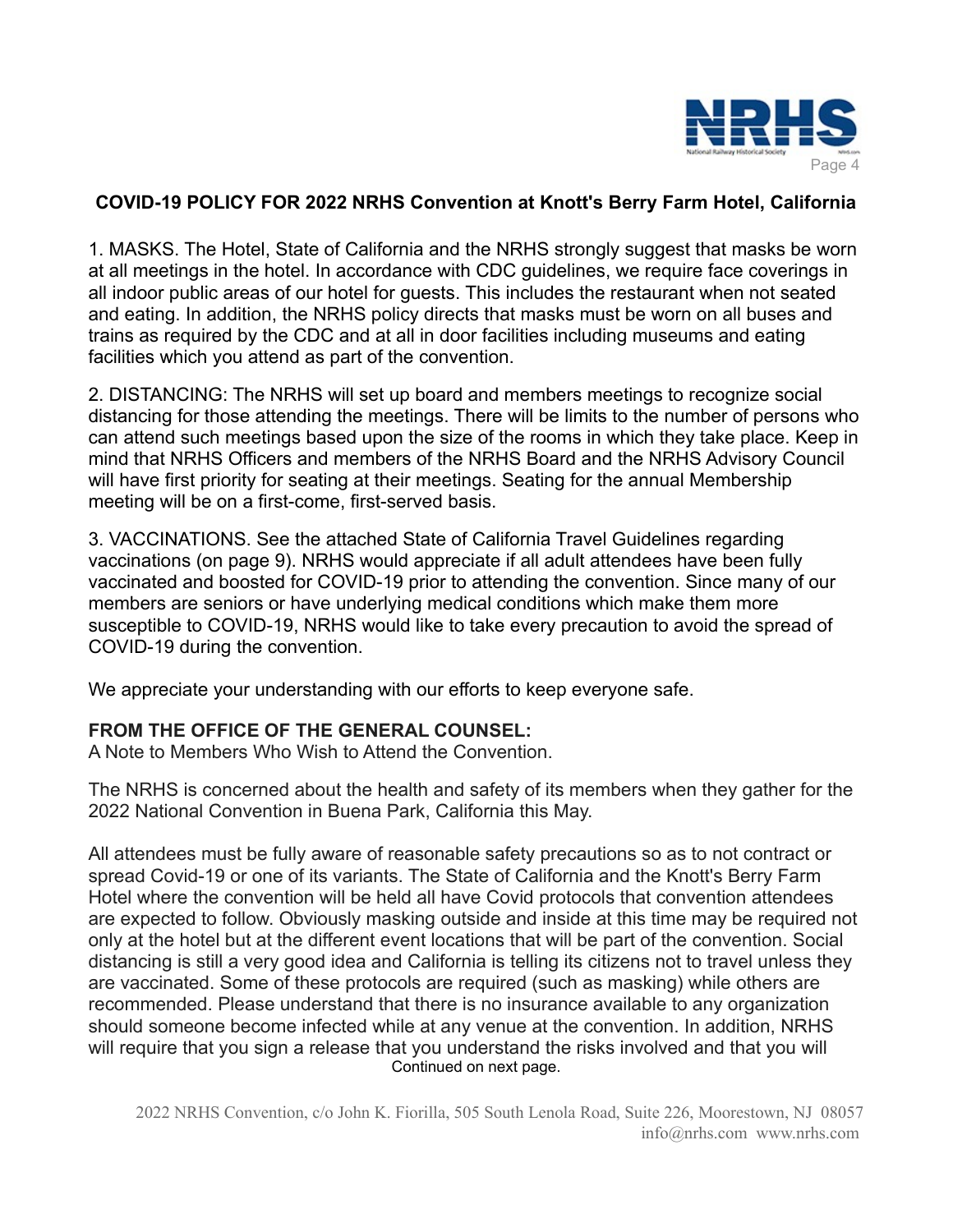## COVID-19 POLICY FOR 2022 NRHS Convention at Knott's Berry Farm Hotel, California

1. MASKS. The Hotel, State of California and the NRHS strongly suggest that masks be worn at all meetings in the hotel. In accordance with CDC guidelines, we require face coverings in all indoor public areas of our hotel for guests. This includes the restaurant when not seated and eating. In addition, the NRHS policy directs that masks must be worn on all buses and trains as required by the CDC and at all in door facilities including museums and eating facilities which you attend as part of the convention.

2. DISTANCING: The NRHS will set up board and members meetings to recognize social distancing for those attending the meetings. There will be limits to the number of persons who can attend such meetings based upon the size of the rooms in which they take place. Keep in mind that NRHS Officers and members of the NRHS Board and the NRHS Advisory Council will have first priority for seating at their meetings. Seating for the annual Membership meeting will be on a first-come, first-served basis.

3. VACCINATIONS. See the attached State of California Travel Guidelines regarding vaccinations (on page 9). NRHS would appreciate if all adult attendees have been fully vaccinated and boosted for COVID-19 prior to attending the convention. Since many of our members are seniors or have underlying medical conditions which make them more susceptible to COVID-19, NRHS would like to take every precaution to avoid the spread of COVID-19 during the convention.

We appreciate your understanding with our efforts to keep everyone safe.

**FROM THE OFFICE OF THE GENERAL COUNSEL:**
A Note to Members Who Wish to Attend the Convention.

The NRHS is concerned about the health and safety of its members when they gather for the 2022 National Convention in Buena Park, California this May.

All attendees must be fully aware of reasonable safety precautions so as to not contract or spread Covid-19 or one of its variants. The State of California and the Knott's Berry Farm Hotel where the convention will be held all have Covid protocols that convention attendees are expected to follow. Obviously masking outside and inside at this time may be required not only at the hotel but at the different event locations that will be part of the convention. Social distancing is still a very good idea and California is telling its citizens not to travel unless they are vaccinated. Some of these protocols are required (such as masking) while others are recommended. Please understand that there is no insurance available to any organization should someone become infected while at any venue at the convention. In addition, NRHS will require that you sign a release that you understand the risks involved and that you will

Continued on next page.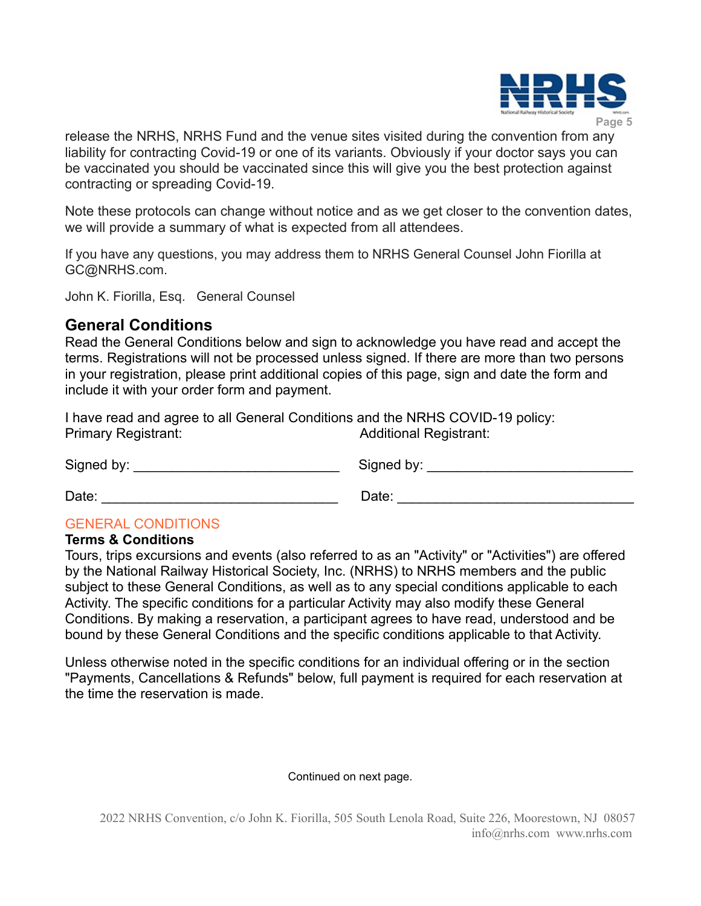release the NRHS, NRHS Fund and the venue sites visited during the convention from any liability for contracting Covid-19 or one of its variants. Obviously if your doctor says you can be vaccinated you should be vaccinated since this will give you the best protection against contracting or spreading Covid-19.

Note these protocols can change without notice and as we get closer to the convention dates, we will provide a summary of what is expected from all attendees.

If you have any questions, you may address them to NRHS General Counsel John Fiorilla at GC@NRHS.com.

John K. Fiorilla, Esq. General Counsel

## General Conditions

Read the General Conditions below and sign to acknowledge you have read and accept the terms. Registrations will not be processed unless signed. If there are more than two persons in your registration, please print additional copies of this page, sign and date the form and include it with your order form and payment.

I have read and agree to all General Conditions and the NRHS COVID-19 policy:

| Primary Registrant: | Additional Registrant: |
| --- | --- |
| Signed by: ___________________________ | Signed by: ___________________________ |
| Date: ________________________________ | Date: ________________________________ |

GENERAL CONDITIONS

**Terms & Conditions**

Tours, trips excursions and events (also referred to as an "Activity" or "Activities") are offered by the National Railway Historical Society, Inc. (NRHS) to NRHS members and the public subject to these General Conditions, as well as to any special conditions applicable to each Activity. The specific conditions for a particular Activity may also modify these General Conditions. By making a reservation, a participant agrees to have read, understood and be bound by these General Conditions and the specific conditions applicable to that Activity.

Unless otherwise noted in the specific conditions for an individual offering or in the section "Payments, Cancellations & Refunds" below, full payment is required for each reservation at the time the reservation is made.

Continued on next page.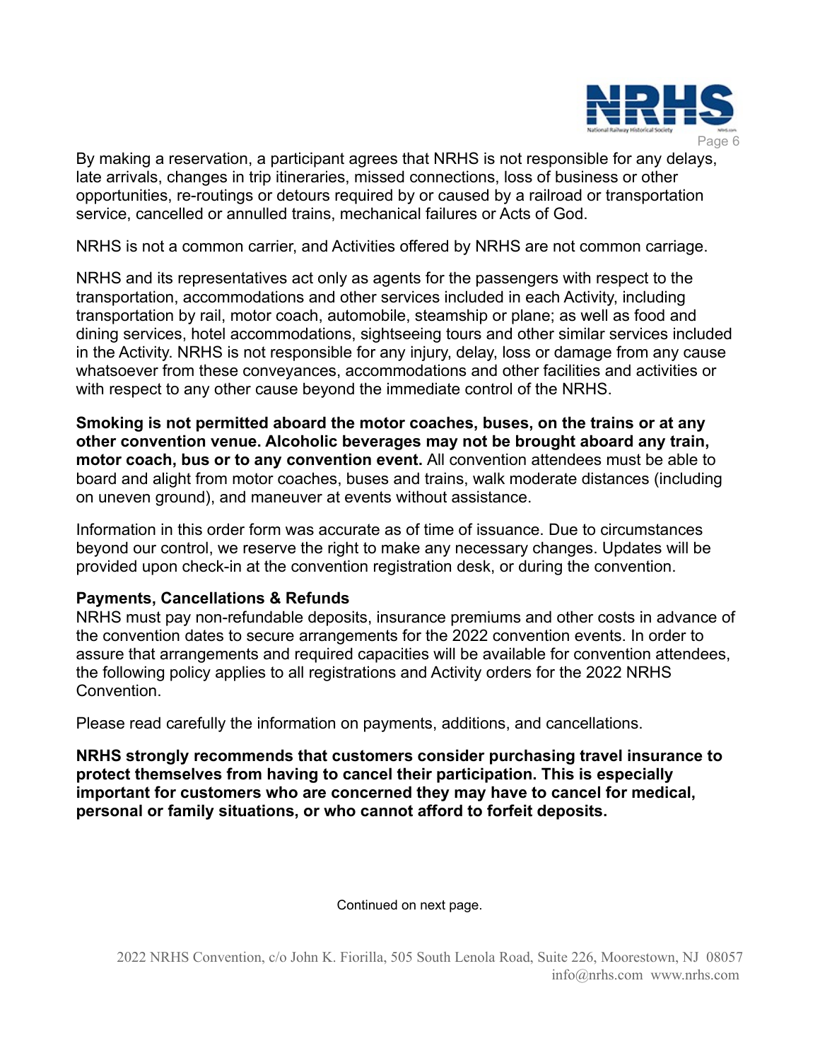By making a reservation, a participant agrees that NRHS is not responsible for any delays, late arrivals, changes in trip itineraries, missed connections, loss of business or other opportunities, re-routings or detours required by or caused by a railroad or transportation service, cancelled or annulled trains, mechanical failures or Acts of God.

NRHS is not a common carrier, and Activities offered by NRHS are not common carriage.

NRHS and its representatives act only as agents for the passengers with respect to the transportation, accommodations and other services included in each Activity, including transportation by rail, motor coach, automobile, steamship or plane; as well as food and dining services, hotel accommodations, sightseeing tours and other similar services included in the Activity. NRHS is not responsible for any injury, delay, loss or damage from any cause whatsoever from these conveyances, accommodations and other facilities and activities or with respect to any other cause beyond the immediate control of the NRHS.

**Smoking is not permitted aboard the motor coaches, buses, on the trains or at any other convention venue. Alcoholic beverages may not be brought aboard any train, motor coach, bus or to any convention event.** All convention attendees must be able to board and alight from motor coaches, buses and trains, walk moderate distances (including on uneven ground), and maneuver at events without assistance.

Information in this order form was accurate as of time of issuance. Due to circumstances beyond our control, we reserve the right to make any necessary changes. Updates will be provided upon check-in at the convention registration desk, or during the convention.

**Payments, Cancellations & Refunds**

NRHS must pay non-refundable deposits, insurance premiums and other costs in advance of the convention dates to secure arrangements for the 2022 convention events. In order to assure that arrangements and required capacities will be available for convention attendees, the following policy applies to all registrations and Activity orders for the 2022 NRHS Convention.

Please read carefully the information on payments, additions, and cancellations.

**NRHS strongly recommends that customers consider purchasing travel insurance to protect themselves from having to cancel their participation. This is especially important for customers who are concerned they may have to cancel for medical, personal or family situations, or who cannot afford to forfeit deposits.**

Continued on next page.

2022 NRHS Convention, c/o John K. Fiorilla, 505 South Lenola Road, Suite 226, Moorestown, NJ 08057
info@nrhs.com www.nrhs.com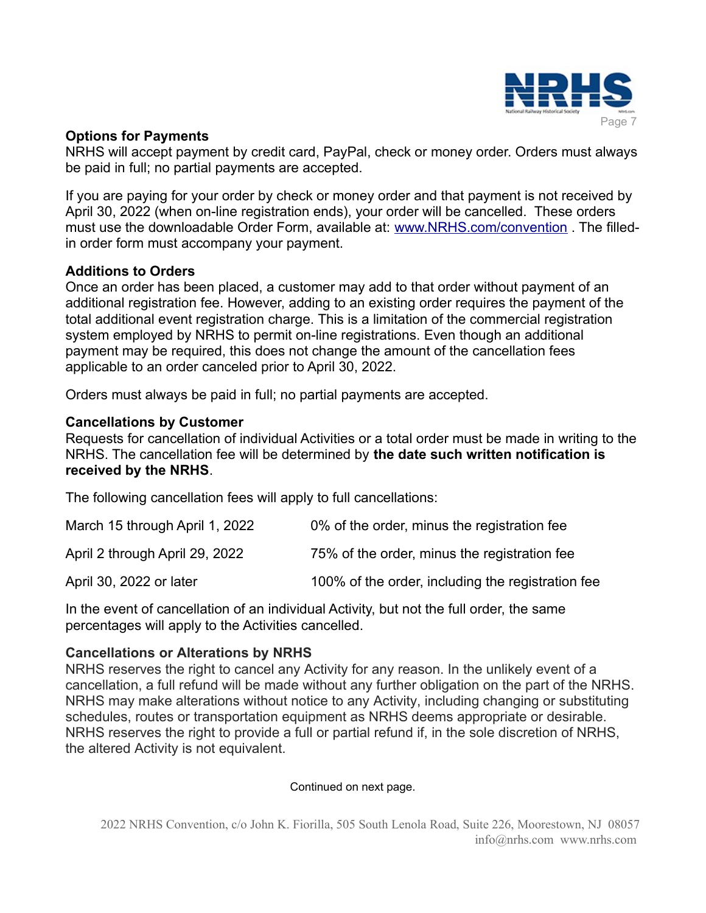### Options for Payments

NRHS will accept payment by credit card, PayPal, check or money order. Orders must always be paid in full; no partial payments are accepted.

If you are paying for your order by check or money order and that payment is not received by April 30, 2022 (when on-line registration ends), your order will be cancelled. These orders must use the downloadable Order Form, available at: [www.NRHS.com/convention](www.NRHS.com/convention) . The filled-in order form must accompany your payment.

### Additions to Orders

Once an order has been placed, a customer may add to that order without payment of an additional registration fee. However, adding to an existing order requires the payment of the total additional event registration charge. This is a limitation of the commercial registration system employed by NRHS to permit on-line registrations. Even though an additional payment may be required, this does not change the amount of the cancellation fees applicable to an order canceled prior to April 30, 2022.

Orders must always be paid in full; no partial payments are accepted.

### Cancellations by Customer

Requests for cancellation of individual Activities or a total order must be made in writing to the NRHS. The cancellation fee will be determined by **the date such written notification is received by the NRHS**.

The following cancellation fees will apply to full cancellations:

| | |
|---|---|
| March 15 through April 1, 2022 | 0% of the order, minus the registration fee |
| April 2 through April 29, 2022 | 75% of the order, minus the registration fee |
| April 30, 2022 or later | 100% of the order, including the registration fee |

In the event of cancellation of an individual Activity, but not the full order, the same percentages will apply to the Activities cancelled.

### Cancellations or Alterations by NRHS

NRHS reserves the right to cancel any Activity for any reason. In the unlikely event of a cancellation, a full refund will be made without any further obligation on the part of the NRHS. NRHS may make alterations without notice to any Activity, including changing or substituting schedules, routes or transportation equipment as NRHS deems appropriate or desirable. NRHS reserves the right to provide a full or partial refund if, in the sole discretion of NRHS, the altered Activity is not equivalent.

Continued on next page.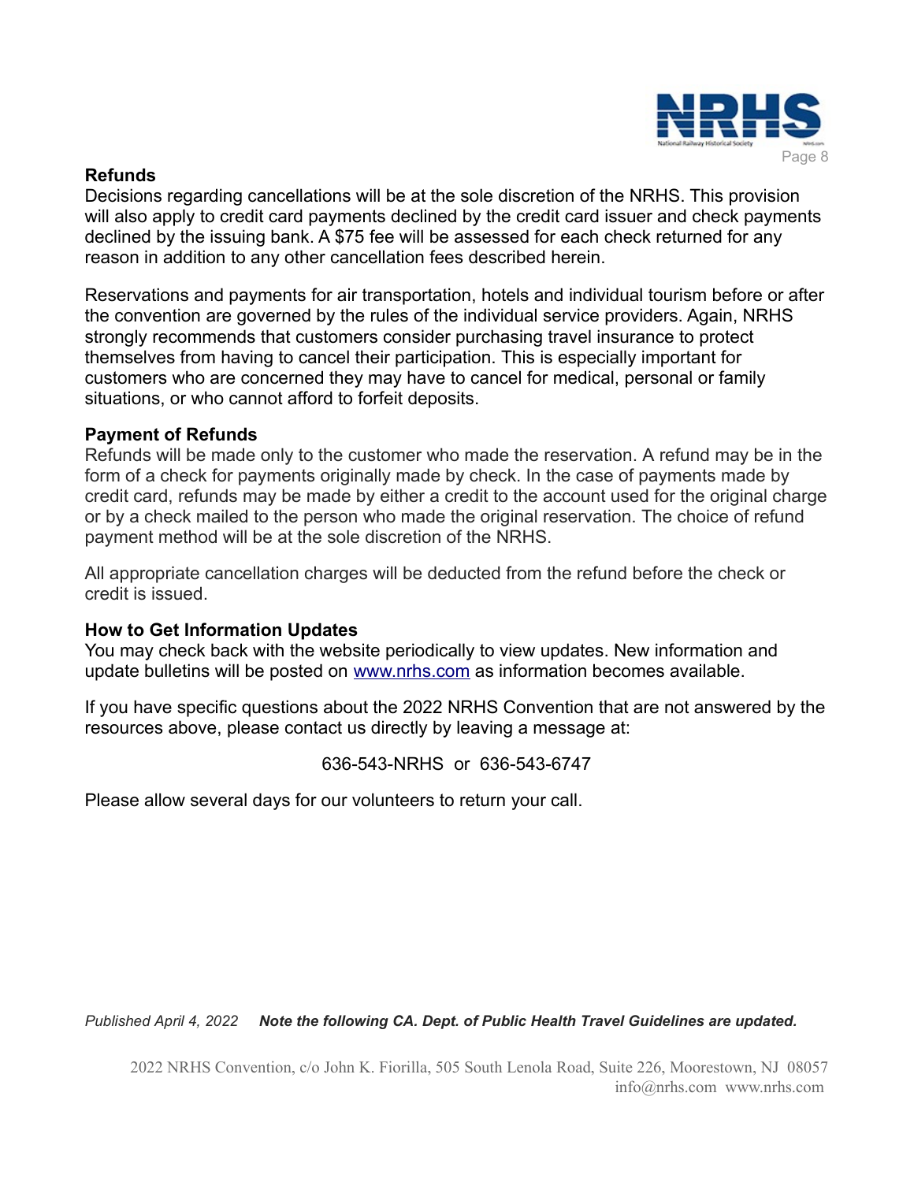### Refunds

Decisions regarding cancellations will be at the sole discretion of the NRHS. This provision will also apply to credit card payments declined by the credit card issuer and check payments declined by the issuing bank. A $75 fee will be assessed for each check returned for any reason in addition to any other cancellation fees described herein.

Reservations and payments for air transportation, hotels and individual tourism before or after the convention are governed by the rules of the individual service providers. Again, NRHS strongly recommends that customers consider purchasing travel insurance to protect themselves from having to cancel their participation. This is especially important for customers who are concerned they may have to cancel for medical, personal or family situations, or who cannot afford to forfeit deposits.

### Payment of Refunds

Refunds will be made only to the customer who made the reservation. A refund may be in the form of a check for payments originally made by check. In the case of payments made by credit card, refunds may be made by either a credit to the account used for the original charge or by a check mailed to the person who made the original reservation. The choice of refund payment method will be at the sole discretion of the NRHS.

All appropriate cancellation charges will be deducted from the refund before the check or credit is issued.

### How to Get Information Updates

You may check back with the website periodically to view updates. New information and update bulletins will be posted on [www.nrhs.com](http://www.nrhs.com) as information becomes available.

If you have specific questions about the 2022 NRHS Convention that are not answered by the resources above, please contact us directly by leaving a message at:

636-543-NRHS or 636-543-6747

Please allow several days for our volunteers to return your call.

*Published April 4, 2022* ***Note the following CA. Dept. of Public Health Travel Guidelines are updated.***

2022 NRHS Convention, c/o John K. Fiorilla, 505 South Lenola Road, Suite 226, Moorestown, NJ 08057
info@nrhs.com www.nrhs.com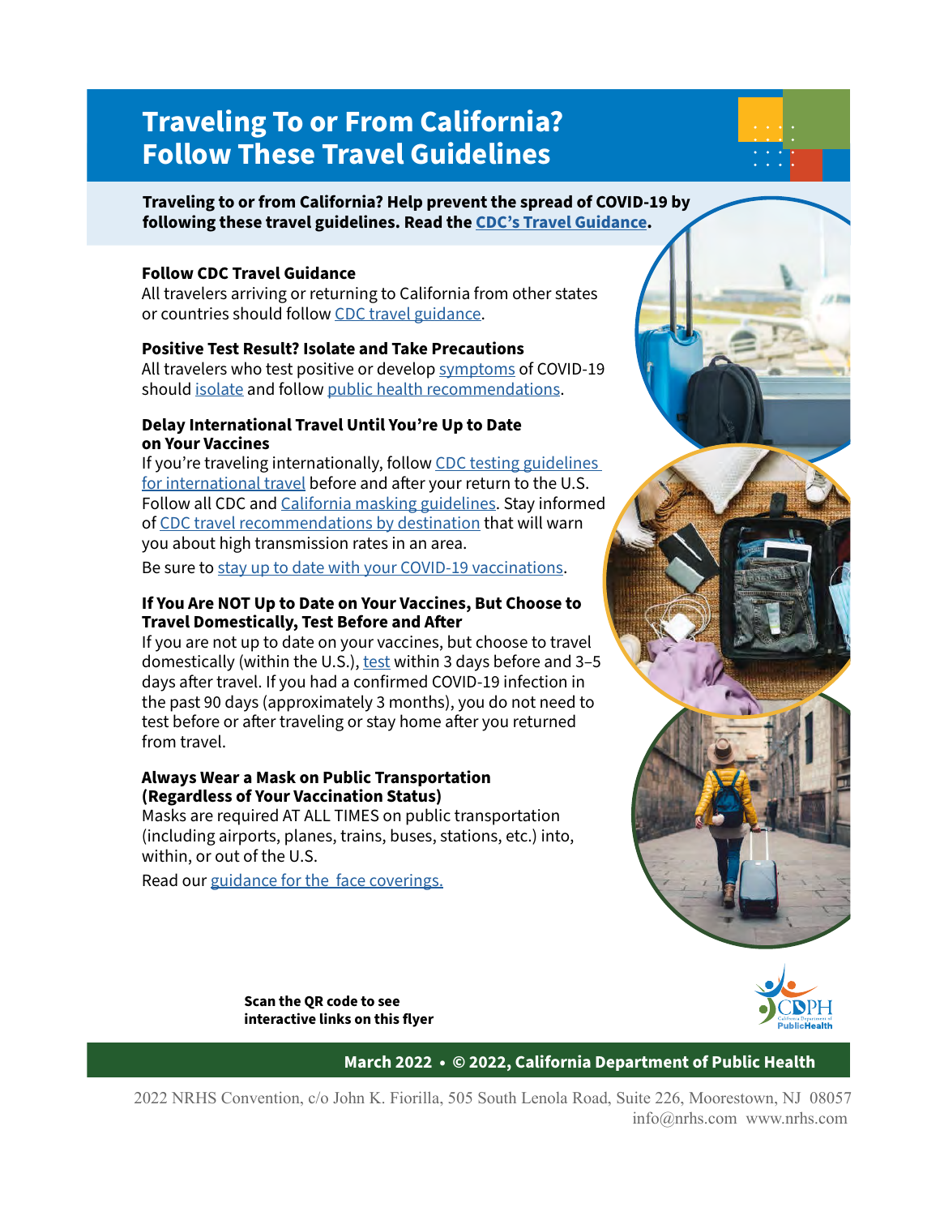# Traveling To or From California? Follow These Travel Guidelines

**Traveling to or from California? Help prevent the spread of COVID-19 by following these travel guidelines. Read the CDC's Travel Guidance.**

### Follow CDC Travel Guidance

All travelers arriving or returning to California from other states or countries should follow CDC travel guidance.

### Positive Test Result? Isolate and Take Precautions

All travelers who test positive or develop symptoms of COVID-19 should isolate and follow public health recommendations.

### Delay International Travel Until You're Up to Date on Your Vaccines

If you're traveling internationally, follow CDC testing guidelines for international travel before and after your return to the U.S. Follow all CDC and California masking guidelines. Stay informed of CDC travel recommendations by destination that will warn you about high transmission rates in an area.

Be sure to stay up to date with your COVID-19 vaccinations.

### If You Are NOT Up to Date on Your Vaccines, But Choose to Travel Domestically, Test Before and After

If you are not up to date on your vaccines, but choose to travel domestically (within the U.S.), test within 3 days before and 3–5 days after travel. If you had a confirmed COVID-19 infection in the past 90 days (approximately 3 months), you do not need to test before or after traveling or stay home after you returned from travel.

### Always Wear a Mask on Public Transportation (Regardless of Your Vaccination Status)

Masks are required AT ALL TIMES on public transportation (including airports, planes, trains, buses, stations, etc.) into, within, or out of the U.S.

Read our guidance for the face coverings.

**Scan the QR code to see interactive links on this flyer**

CDPH California Department of Public Health

**March 2022 • © 2022, California Department of Public Health**

2022 NRHS Convention, c/o John K. Fiorilla, 505 South Lenola Road, Suite 226, Moorestown, NJ 08057
info@nrhs.com www.nrhs.com